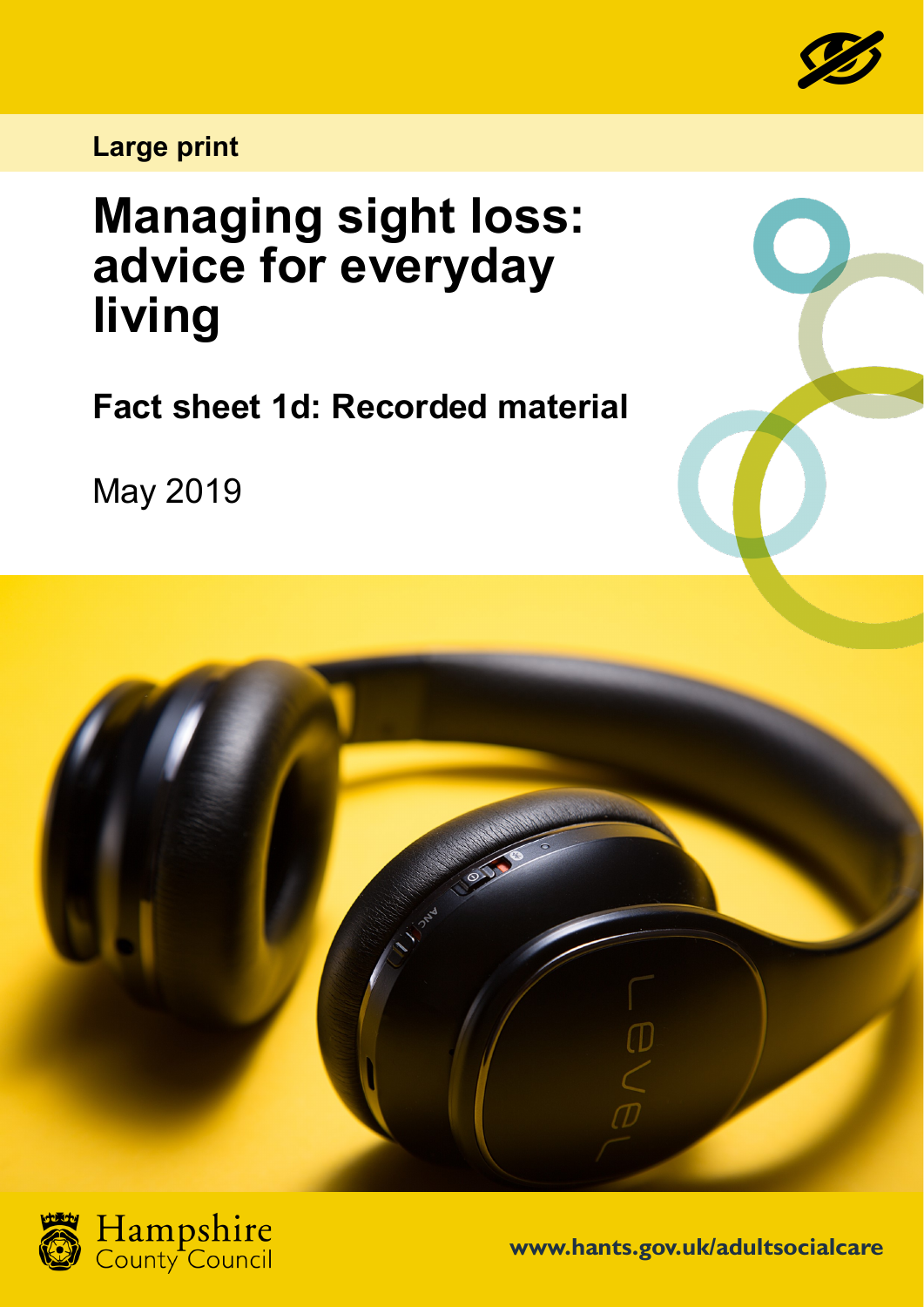Large print

# Managing sight loss: advice for everyday living

## Fact sheet 1d: Recorded material

May 2019

Hampshire County Council

www.hants.gov.uk/adultsocialcare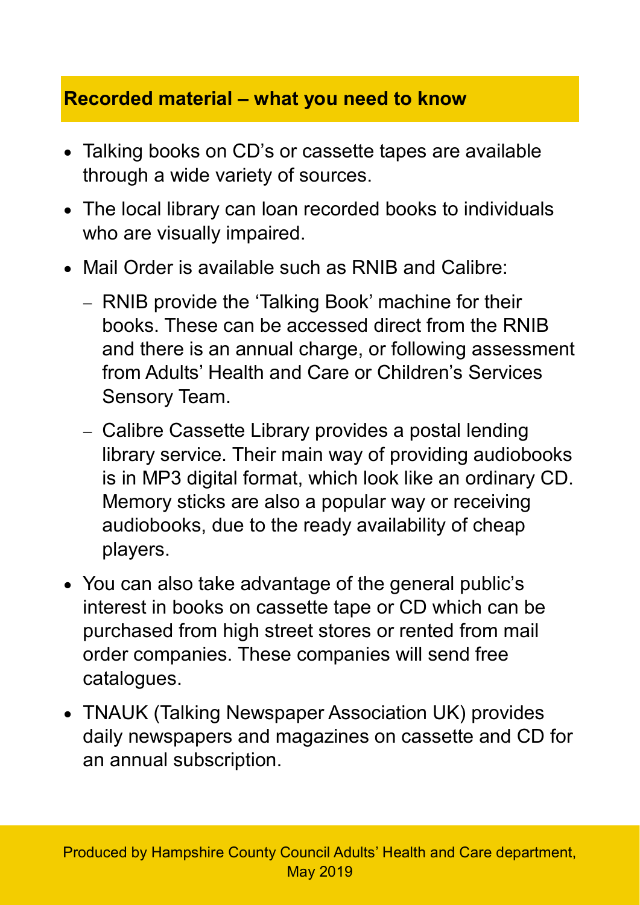## Recorded material – what you need to know

- Talking books on CD's or cassette tapes are available through a wide variety of sources.
- The local library can loan recorded books to individuals who are visually impaired.
- Mail Order is available such as RNIB and Calibre:
  - RNIB provide the 'Talking Book' machine for their books. These can be accessed direct from the RNIB and there is an annual charge, or following assessment from Adults' Health and Care or Children's Services Sensory Team.
  - Calibre Cassette Library provides a postal lending library service. Their main way of providing audiobooks is in MP3 digital format, which look like an ordinary CD. Memory sticks are also a popular way or receiving audiobooks, due to the ready availability of cheap players.
- You can also take advantage of the general public's interest in books on cassette tape or CD which can be purchased from high street stores or rented from mail order companies. These companies will send free catalogues.
- TNAUK (Talking Newspaper Association UK) provides daily newspapers and magazines on cassette and CD for an annual subscription.

Produced by Hampshire County Council Adults' Health and Care department, May 2019